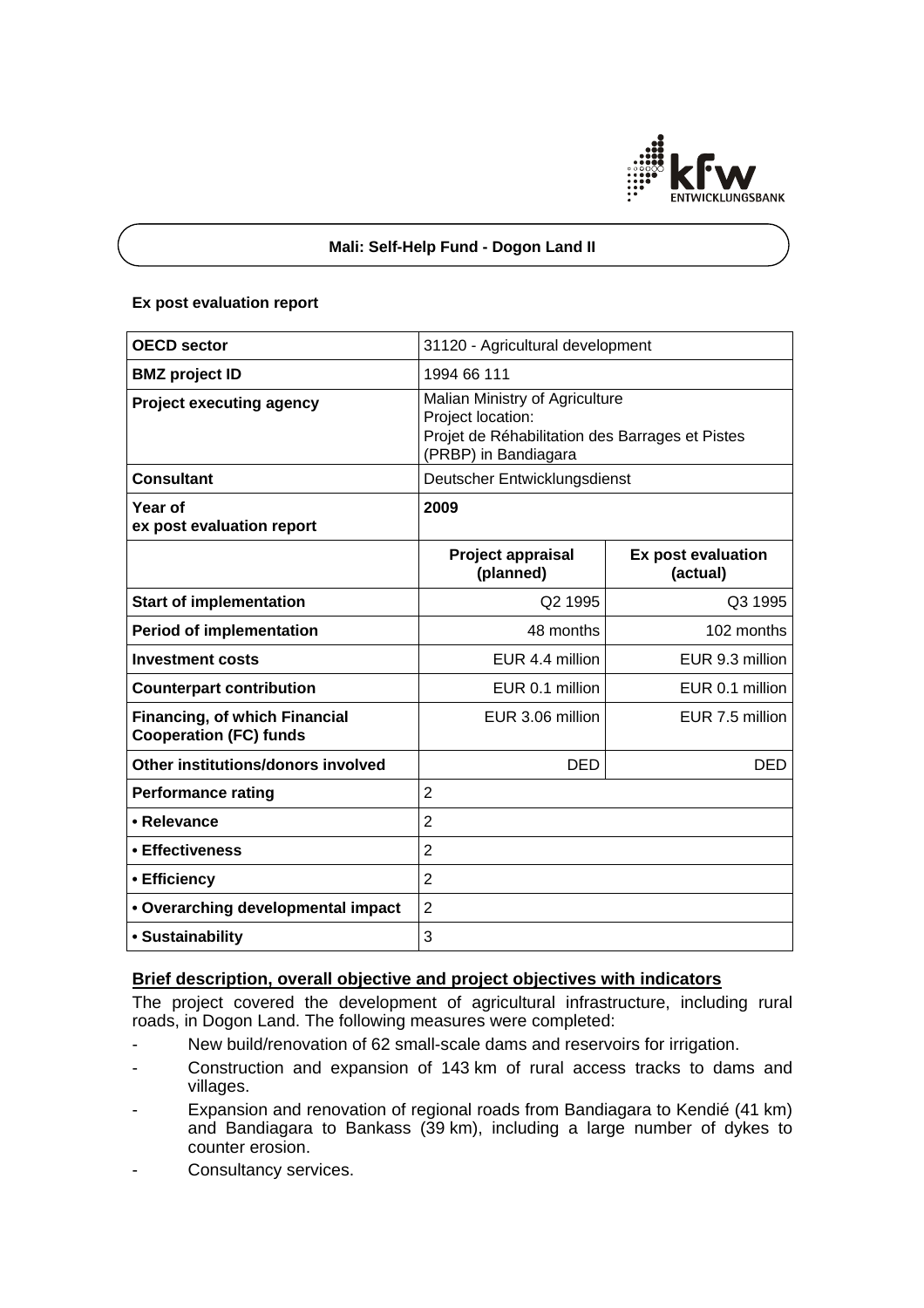# Mali: Self-Help Fund - Dogon Land II

**Ex post evaluation report**

| **OECD sector** | 31120 - Agricultural development | |
|---|---|---|
| **BMZ project ID** | 1994 66 111 | |
| **Project executing agency** | Malian Ministry of Agriculture<br>Project location:<br>Projet de Réhabilitation des Barrages et Pistes (PRBP) in Bandiagara | |
| **Consultant** | Deutscher Entwicklungsdienst | |
| **Year of ex post evaluation report** | **2009** | |
| | **Project appraisal (planned)** | **Ex post evaluation (actual)** |
| **Start of implementation** | Q2 1995 | Q3 1995 |
| **Period of implementation** | 48 months | 102 months |
| **Investment costs** | EUR 4.4 million | EUR 9.3 million |
| **Counterpart contribution** | EUR 0.1 million | EUR 0.1 million |
| **Financing, of which Financial Cooperation (FC) funds** | EUR 3.06 million | EUR 7.5 million |
| **Other institutions/donors involved** | DED | DED |
| **Performance rating** | 2 | |
| **• Relevance** | 2 | |
| **• Effectiveness** | 2 | |
| **• Efficiency** | 2 | |
| **• Overarching developmental impact** | 2 | |
| **• Sustainability** | 3 | |

## Brief description, overall objective and project objectives with indicators

The project covered the development of agricultural infrastructure, including rural roads, in Dogon Land. The following measures were completed:

- New build/renovation of 62 small-scale dams and reservoirs for irrigation.
- Construction and expansion of 143 km of rural access tracks to dams and villages.
- Expansion and renovation of regional roads from Bandiagara to Kendié (41 km) and Bandiagara to Bankass (39 km), including a large number of dykes to counter erosion.
- Consultancy services.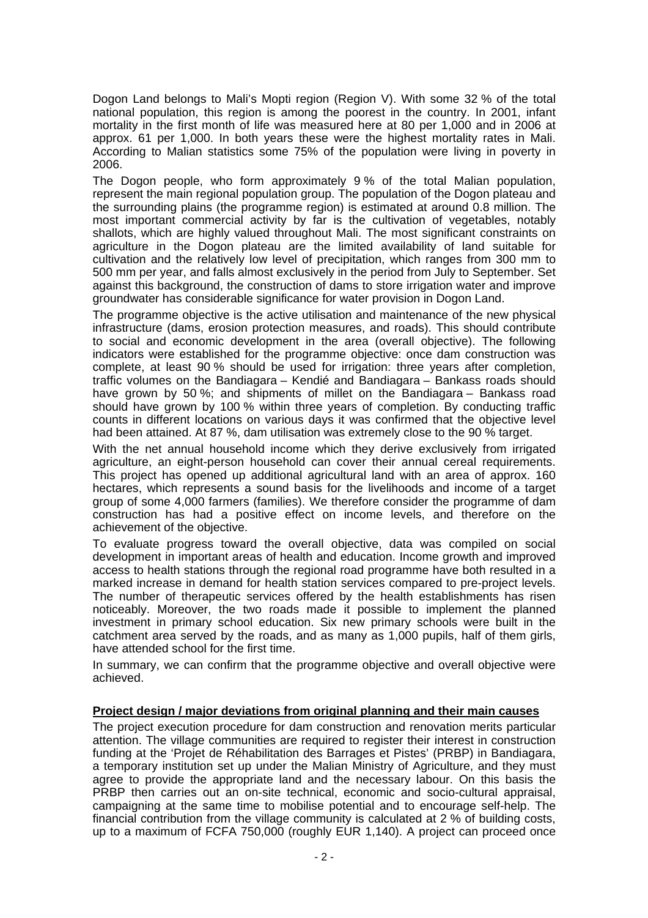Dogon Land belongs to Mali's Mopti region (Region V). With some 32 % of the total national population, this region is among the poorest in the country. In 2001, infant mortality in the first month of life was measured here at 80 per 1,000 and in 2006 at approx. 61 per 1,000. In both years these were the highest mortality rates in Mali. According to Malian statistics some 75% of the population were living in poverty in 2006.

The Dogon people, who form approximately 9 % of the total Malian population, represent the main regional population group. The population of the Dogon plateau and the surrounding plains (the programme region) is estimated at around 0.8 million. The most important commercial activity by far is the cultivation of vegetables, notably shallots, which are highly valued throughout Mali. The most significant constraints on agriculture in the Dogon plateau are the limited availability of land suitable for cultivation and the relatively low level of precipitation, which ranges from 300 mm to 500 mm per year, and falls almost exclusively in the period from July to September. Set against this background, the construction of dams to store irrigation water and improve groundwater has considerable significance for water provision in Dogon Land.

The programme objective is the active utilisation and maintenance of the new physical infrastructure (dams, erosion protection measures, and roads). This should contribute to social and economic development in the area (overall objective). The following indicators were established for the programme objective: once dam construction was complete, at least 90 % should be used for irrigation: three years after completion, traffic volumes on the Bandiagara – Kendié and Bandiagara – Bankass roads should have grown by 50 %; and shipments of millet on the Bandiagara – Bankass road should have grown by 100 % within three years of completion. By conducting traffic counts in different locations on various days it was confirmed that the objective level had been attained. At 87 %, dam utilisation was extremely close to the 90 % target.

With the net annual household income which they derive exclusively from irrigated agriculture, an eight-person household can cover their annual cereal requirements. This project has opened up additional agricultural land with an area of approx. 160 hectares, which represents a sound basis for the livelihoods and income of a target group of some 4,000 farmers (families). We therefore consider the programme of dam construction has had a positive effect on income levels, and therefore on the achievement of the objective.

To evaluate progress toward the overall objective, data was compiled on social development in important areas of health and education. Income growth and improved access to health stations through the regional road programme have both resulted in a marked increase in demand for health station services compared to pre-project levels. The number of therapeutic services offered by the health establishments has risen noticeably. Moreover, the two roads made it possible to implement the planned investment in primary school education. Six new primary schools were built in the catchment area served by the roads, and as many as 1,000 pupils, half of them girls, have attended school for the first time.

In summary, we can confirm that the programme objective and overall objective were achieved.

**Project design / major deviations from original planning and their main causes**

The project execution procedure for dam construction and renovation merits particular attention. The village communities are required to register their interest in construction funding at the 'Projet de Réhabilitation des Barrages et Pistes' (PRBP) in Bandiagara, a temporary institution set up under the Malian Ministry of Agriculture, and they must agree to provide the appropriate land and the necessary labour. On this basis the PRBP then carries out an on-site technical, economic and socio-cultural appraisal, campaigning at the same time to mobilise potential and to encourage self-help. The financial contribution from the village community is calculated at 2 % of building costs, up to a maximum of FCFA 750,000 (roughly EUR 1,140). A project can proceed once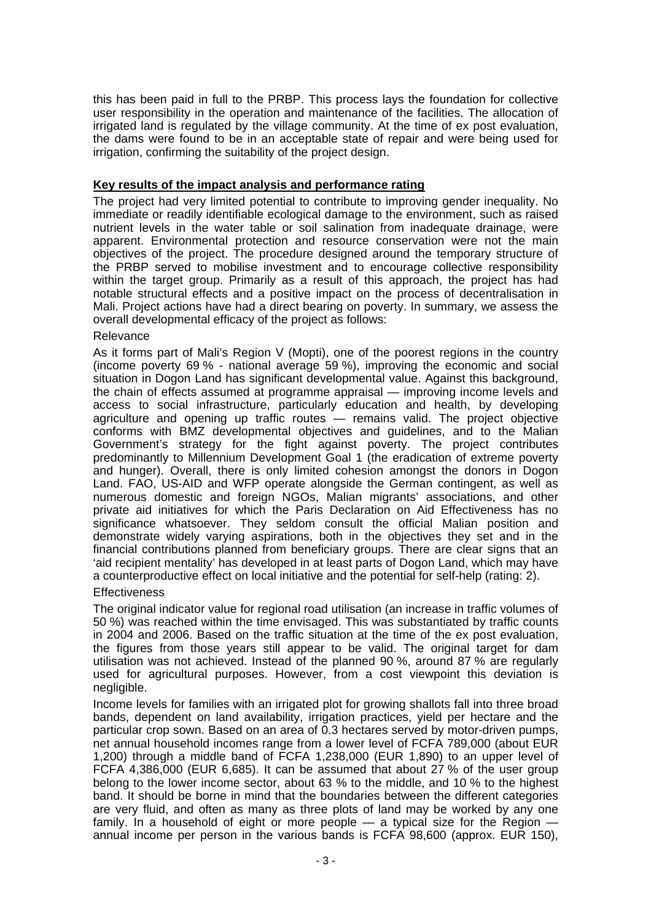this has been paid in full to the PRBP. This process lays the foundation for collective user responsibility in the operation and maintenance of the facilities. The allocation of irrigated land is regulated by the village community. At the time of ex post evaluation, the dams were found to be in an acceptable state of repair and were being used for irrigation, confirming the suitability of the project design.

**Key results of the impact analysis and performance rating**

The project had very limited potential to contribute to improving gender inequality. No immediate or readily identifiable ecological damage to the environment, such as raised nutrient levels in the water table or soil salination from inadequate drainage, were apparent. Environmental protection and resource conservation were not the main objectives of the project. The procedure designed around the temporary structure of the PRBP served to mobilise investment and to encourage collective responsibility within the target group. Primarily as a result of this approach, the project has had notable structural effects and a positive impact on the process of decentralisation in Mali. Project actions have had a direct bearing on poverty. In summary, we assess the overall developmental efficacy of the project as follows:

Relevance

As it forms part of Mali's Region V (Mopti), one of the poorest regions in the country (income poverty 69 % - national average 59 %), improving the economic and social situation in Dogon Land has significant developmental value. Against this background, the chain of effects assumed at programme appraisal — improving income levels and access to social infrastructure, particularly education and health, by developing agriculture and opening up traffic routes — remains valid. The project objective conforms with BMZ developmental objectives and guidelines, and to the Malian Government's strategy for the fight against poverty. The project contributes predominantly to Millennium Development Goal 1 (the eradication of extreme poverty and hunger). Overall, there is only limited cohesion amongst the donors in Dogon Land. FAO, US-AID and WFP operate alongside the German contingent, as well as numerous domestic and foreign NGOs, Malian migrants' associations, and other private aid initiatives for which the Paris Declaration on Aid Effectiveness has no significance whatsoever. They seldom consult the official Malian position and demonstrate widely varying aspirations, both in the objectives they set and in the financial contributions planned from beneficiary groups. There are clear signs that an 'aid recipient mentality' has developed in at least parts of Dogon Land, which may have a counterproductive effect on local initiative and the potential for self-help (rating: 2).

Effectiveness

The original indicator value for regional road utilisation (an increase in traffic volumes of 50 %) was reached within the time envisaged. This was substantiated by traffic counts in 2004 and 2006. Based on the traffic situation at the time of the ex post evaluation, the figures from those years still appear to be valid. The original target for dam utilisation was not achieved. Instead of the planned 90 %, around 87 % are regularly used for agricultural purposes. However, from a cost viewpoint this deviation is negligible.

Income levels for families with an irrigated plot for growing shallots fall into three broad bands, dependent on land availability, irrigation practices, yield per hectare and the particular crop sown. Based on an area of 0.3 hectares served by motor-driven pumps, net annual household incomes range from a lower level of FCFA 789,000 (about EUR 1,200) through a middle band of FCFA 1,238,000 (EUR 1,890) to an upper level of FCFA 4,386,000 (EUR 6,685). It can be assumed that about 27 % of the user group belong to the lower income sector, about 63 % to the middle, and 10 % to the highest band. It should be borne in mind that the boundaries between the different categories are very fluid, and often as many as three plots of land may be worked by any one family. In a household of eight or more people — a typical size for the Region — annual income per person in the various bands is FCFA 98,600 (approx. EUR 150),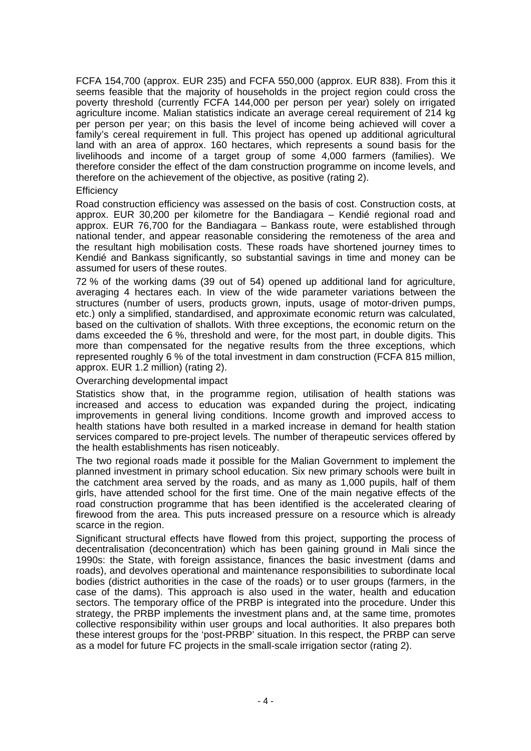FCFA 154,700 (approx. EUR 235) and FCFA 550,000 (approx. EUR 838). From this it seems feasible that the majority of households in the project region could cross the poverty threshold (currently FCFA 144,000 per person per year) solely on irrigated agriculture income. Malian statistics indicate an average cereal requirement of 214 kg per person per year; on this basis the level of income being achieved will cover a family's cereal requirement in full. This project has opened up additional agricultural land with an area of approx. 160 hectares, which represents a sound basis for the livelihoods and income of a target group of some 4,000 farmers (families). We therefore consider the effect of the dam construction programme on income levels, and therefore on the achievement of the objective, as positive (rating 2).

Efficiency

Road construction efficiency was assessed on the basis of cost. Construction costs, at approx. EUR 30,200 per kilometre for the Bandiagara – Kendié regional road and approx. EUR 76,700 for the Bandiagara – Bankass route, were established through national tender, and appear reasonable considering the remoteness of the area and the resultant high mobilisation costs. These roads have shortened journey times to Kendié and Bankass significantly, so substantial savings in time and money can be assumed for users of these routes.

72 % of the working dams (39 out of 54) opened up additional land for agriculture, averaging 4 hectares each. In view of the wide parameter variations between the structures (number of users, products grown, inputs, usage of motor-driven pumps, etc.) only a simplified, standardised, and approximate economic return was calculated, based on the cultivation of shallots. With three exceptions, the economic return on the dams exceeded the 6 %, threshold and were, for the most part, in double digits. This more than compensated for the negative results from the three exceptions, which represented roughly 6 % of the total investment in dam construction (FCFA 815 million, approx. EUR 1.2 million) (rating 2).

Overarching developmental impact

Statistics show that, in the programme region, utilisation of health stations was increased and access to education was expanded during the project, indicating improvements in general living conditions. Income growth and improved access to health stations have both resulted in a marked increase in demand for health station services compared to pre-project levels. The number of therapeutic services offered by the health establishments has risen noticeably.

The two regional roads made it possible for the Malian Government to implement the planned investment in primary school education. Six new primary schools were built in the catchment area served by the roads, and as many as 1,000 pupils, half of them girls, have attended school for the first time. One of the main negative effects of the road construction programme that has been identified is the accelerated clearing of firewood from the area. This puts increased pressure on a resource which is already scarce in the region.

Significant structural effects have flowed from this project, supporting the process of decentralisation (deconcentration) which has been gaining ground in Mali since the 1990s: the State, with foreign assistance, finances the basic investment (dams and roads), and devolves operational and maintenance responsibilities to subordinate local bodies (district authorities in the case of the roads) or to user groups (farmers, in the case of the dams). This approach is also used in the water, health and education sectors. The temporary office of the PRBP is integrated into the procedure. Under this strategy, the PRBP implements the investment plans and, at the same time, promotes collective responsibility within user groups and local authorities. It also prepares both these interest groups for the 'post-PRBP' situation. In this respect, the PRBP can serve as a model for future FC projects in the small-scale irrigation sector (rating 2).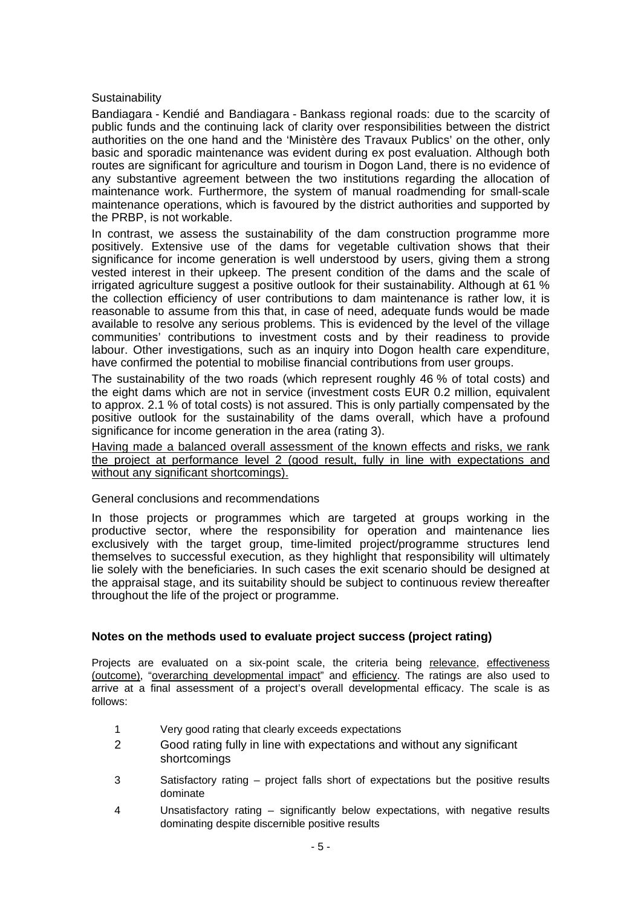Sustainability

Bandiagara - Kendié and Bandiagara - Bankass regional roads: due to the scarcity of public funds and the continuing lack of clarity over responsibilities between the district authorities on the one hand and the 'Ministère des Travaux Publics' on the other, only basic and sporadic maintenance was evident during ex post evaluation. Although both routes are significant for agriculture and tourism in Dogon Land, there is no evidence of any substantive agreement between the two institutions regarding the allocation of maintenance work. Furthermore, the system of manual roadmending for small-scale maintenance operations, which is favoured by the district authorities and supported by the PRBP, is not workable.

In contrast, we assess the sustainability of the dam construction programme more positively. Extensive use of the dams for vegetable cultivation shows that their significance for income generation is well understood by users, giving them a strong vested interest in their upkeep. The present condition of the dams and the scale of irrigated agriculture suggest a positive outlook for their sustainability. Although at 61 % the collection efficiency of user contributions to dam maintenance is rather low, it is reasonable to assume from this that, in case of need, adequate funds would be made available to resolve any serious problems. This is evidenced by the level of the village communities' contributions to investment costs and by their readiness to provide labour. Other investigations, such as an inquiry into Dogon health care expenditure, have confirmed the potential to mobilise financial contributions from user groups.

The sustainability of the two roads (which represent roughly 46 % of total costs) and the eight dams which are not in service (investment costs EUR 0.2 million, equivalent to approx. 2.1 % of total costs) is not assured. This is only partially compensated by the positive outlook for the sustainability of the dams overall, which have a profound significance for income generation in the area (rating 3).

Having made a balanced overall assessment of the known effects and risks, we rank the project at performance level 2 (good result, fully in line with expectations and without any significant shortcomings).

General conclusions and recommendations

In those projects or programmes which are targeted at groups working in the productive sector, where the responsibility for operation and maintenance lies exclusively with the target group, time-limited project/programme structures lend themselves to successful execution, as they highlight that responsibility will ultimately lie solely with the beneficiaries. In such cases the exit scenario should be designed at the appraisal stage, and its suitability should be subject to continuous review thereafter throughout the life of the project or programme.

## Notes on the methods used to evaluate project success (project rating)

Projects are evaluated on a six-point scale, the criteria being relevance, effectiveness (outcome), "overarching developmental impact" and efficiency. The ratings are also used to arrive at a final assessment of a project's overall developmental efficacy. The scale is as follows:

1. Very good rating that clearly exceeds expectations
2. Good rating fully in line with expectations and without any significant shortcomings
3. Satisfactory rating – project falls short of expectations but the positive results dominate
4. Unsatisfactory rating – significantly below expectations, with negative results dominating despite discernible positive results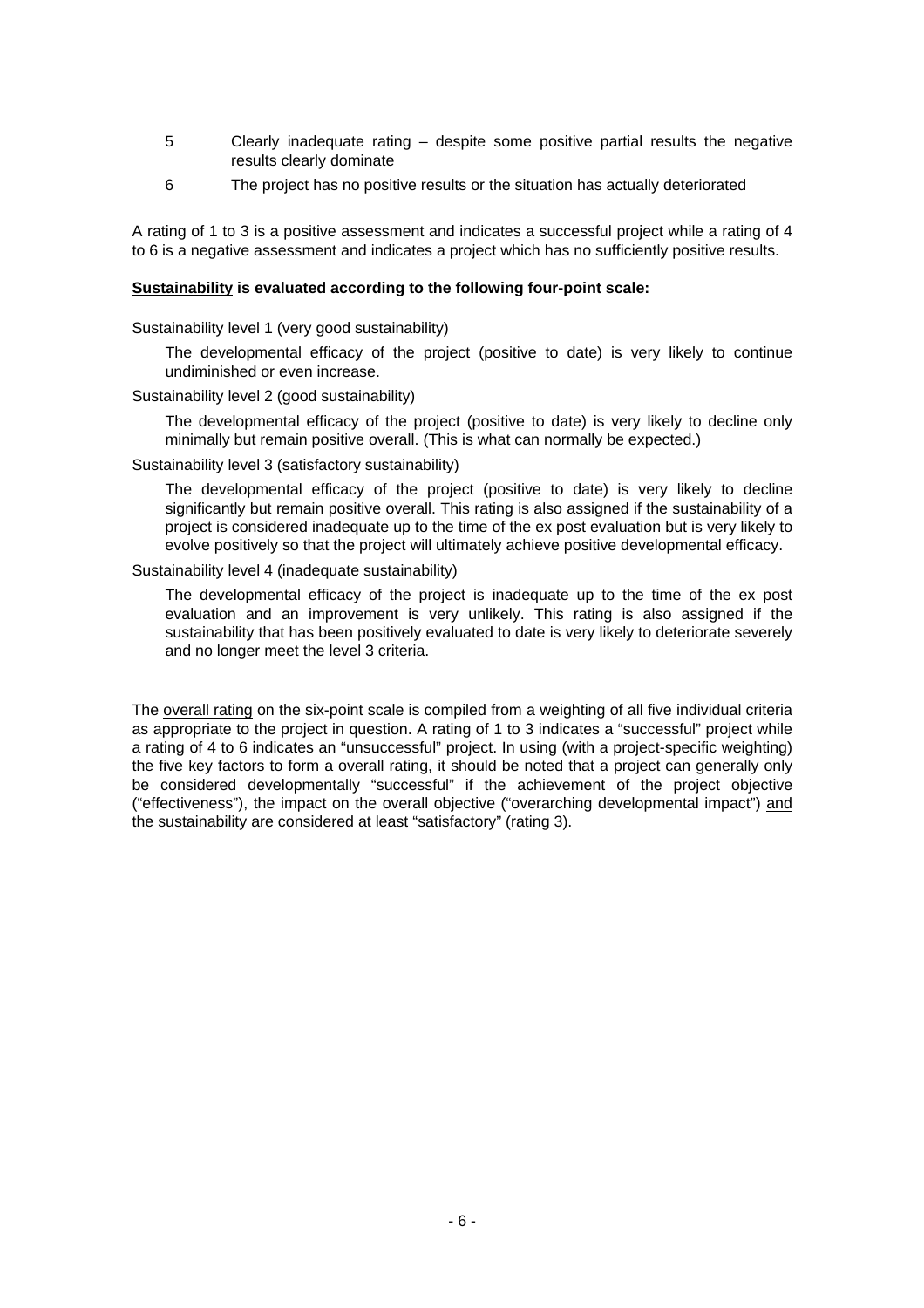5 Clearly inadequate rating – despite some positive partial results the negative results clearly dominate

6 The project has no positive results or the situation has actually deteriorated

A rating of 1 to 3 is a positive assessment and indicates a successful project while a rating of 4 to 6 is a negative assessment and indicates a project which has no sufficiently positive results.

**<u>Sustainability</u> is evaluated according to the following four-point scale:**

Sustainability level 1 (very good sustainability)

> The developmental efficacy of the project (positive to date) is very likely to continue undiminished or even increase.

Sustainability level 2 (good sustainability)

> The developmental efficacy of the project (positive to date) is very likely to decline only minimally but remain positive overall. (This is what can normally be expected.)

Sustainability level 3 (satisfactory sustainability)

> The developmental efficacy of the project (positive to date) is very likely to decline significantly but remain positive overall. This rating is also assigned if the sustainability of a project is considered inadequate up to the time of the ex post evaluation but is very likely to evolve positively so that the project will ultimately achieve positive developmental efficacy.

Sustainability level 4 (inadequate sustainability)

> The developmental efficacy of the project is inadequate up to the time of the ex post evaluation and an improvement is very unlikely. This rating is also assigned if the sustainability that has been positively evaluated to date is very likely to deteriorate severely and no longer meet the level 3 criteria.

The <u>overall rating</u> on the six-point scale is compiled from a weighting of all five individual criteria as appropriate to the project in question. A rating of 1 to 3 indicates a "successful" project while a rating of 4 to 6 indicates an "unsuccessful" project. In using (with a project-specific weighting) the five key factors to form a overall rating, it should be noted that a project can generally only be considered developmentally "successful" if the achievement of the project objective ("effectiveness"), the impact on the overall objective ("overarching developmental impact") <u>and</u> the sustainability are considered at least "satisfactory" (rating 3).